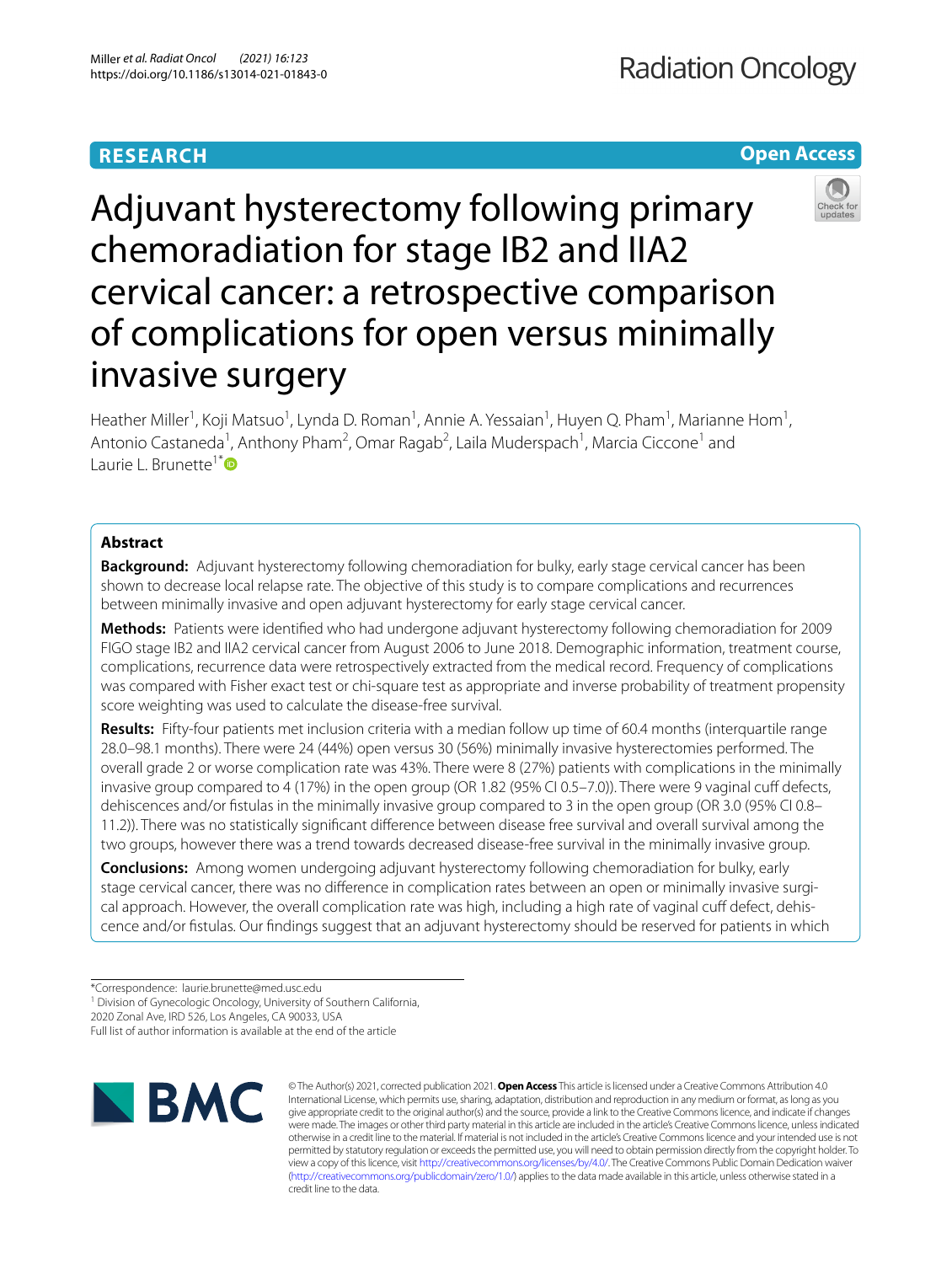RESEARCH

Open Access

# Adjuvant hysterectomy following primary chemoradiation for stage IB2 and IIA2 cervical cancer: a retrospective comparison of complications for open versus minimally invasive surgery

Heather Miller[1], Koji Matsuo[1], Lynda D. Roman[1], Annie A. Yessaian[1], Huyen Q. Pham[1], Marianne Hom[1], Antonio Castaneda[1], Anthony Pham[2], Omar Ragab[2], Laila Muderspach[1], Marcia Ciccone[1] and Laurie L. Brunette[1*]

## Abstract

**Background:** Adjuvant hysterectomy following chemoradiation for bulky, early stage cervical cancer has been shown to decrease local relapse rate. The objective of this study is to compare complications and recurrences between minimally invasive and open adjuvant hysterectomy for early stage cervical cancer.

**Methods:** Patients were identified who had undergone adjuvant hysterectomy following chemoradiation for 2009 FIGO stage IB2 and IIA2 cervical cancer from August 2006 to June 2018. Demographic information, treatment course, complications, recurrence data were retrospectively extracted from the medical record. Frequency of complications was compared with Fisher exact test or chi-square test as appropriate and inverse probability of treatment propensity score weighting was used to calculate the disease-free survival.

**Results:** Fifty-four patients met inclusion criteria with a median follow up time of 60.4 months (interquartile range 28.0–98.1 months). There were 24 (44%) open versus 30 (56%) minimally invasive hysterectomies performed. The overall grade 2 or worse complication rate was 43%. There were 8 (27%) patients with complications in the minimally invasive group compared to 4 (17%) in the open group (OR 1.82 (95% CI 0.5–7.0)). There were 9 vaginal cuff defects, dehiscences and/or fistulas in the minimally invasive group compared to 3 in the open group (OR 3.0 (95% CI 0.8–11.2)). There was no statistically significant difference between disease free survival and overall survival among the two groups, however there was a trend towards decreased disease-free survival in the minimally invasive group.

**Conclusions:** Among women undergoing adjuvant hysterectomy following chemoradiation for bulky, early stage cervical cancer, there was no difference in complication rates between an open or minimally invasive surgical approach. However, the overall complication rate was high, including a high rate of vaginal cuff defect, dehiscence and/or fistulas. Our findings suggest that an adjuvant hysterectomy should be reserved for patients in which

*Correspondence: laurie.brunette@med.usc.edu
[1] Division of Gynecologic Oncology, University of Southern California, 2020 Zonal Ave, IRD 526, Los Angeles, CA 90033, USA
Full list of author information is available at the end of the article

© The Author(s) 2021, corrected publication 2021. **Open Access** This article is licensed under a Creative Commons Attribution 4.0 International License, which permits use, sharing, adaptation, distribution and reproduction in any medium or format, as long as you give appropriate credit to the original author(s) and the source, provide a link to the Creative Commons licence, and indicate if changes were made. The images or other third party material in this article are included in the article's Creative Commons licence, unless indicated otherwise in a credit line to the material. If material is not included in the article's Creative Commons licence and your intended use is not permitted by statutory regulation or exceeds the permitted use, you will need to obtain permission directly from the copyright holder. To view a copy of this licence, visit http://creativecommons.org/licenses/by/4.0/. The Creative Commons Public Domain Dedication waiver (http://creativecommons.org/publicdomain/zero/1.0/) applies to the data made available in this article, unless otherwise stated in a credit line to the data.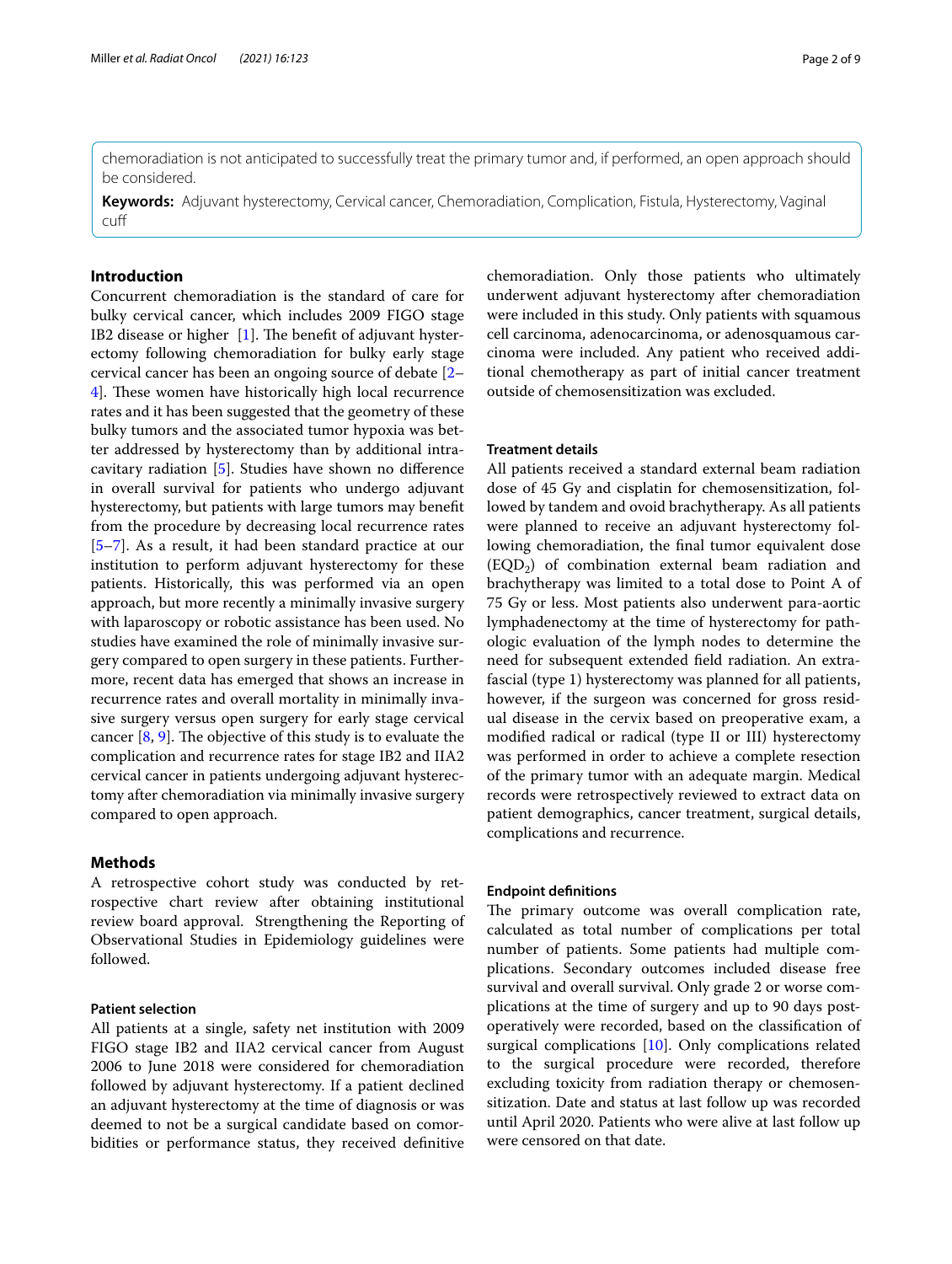chemoradiation is not anticipated to successfully treat the primary tumor and, if performed, an open approach should be considered.

**Keywords:** Adjuvant hysterectomy, Cervical cancer, Chemoradiation, Complication, Fistula, Hysterectomy, Vaginal cuff

## Introduction

Concurrent chemoradiation is the standard of care for bulky cervical cancer, which includes 2009 FIGO stage IB2 disease or higher [1]. The benefit of adjuvant hysterectomy following chemoradiation for bulky early stage cervical cancer has been an ongoing source of debate [2–4]. These women have historically high local recurrence rates and it has been suggested that the geometry of these bulky tumors and the associated tumor hypoxia was better addressed by hysterectomy than by additional intracavitary radiation [5]. Studies have shown no difference in overall survival for patients who undergo adjuvant hysterectomy, but patients with large tumors may benefit from the procedure by decreasing local recurrence rates [5–7]. As a result, it had been standard practice at our institution to perform adjuvant hysterectomy for these patients. Historically, this was performed via an open approach, but more recently a minimally invasive surgery with laparoscopy or robotic assistance has been used. No studies have examined the role of minimally invasive surgery compared to open surgery in these patients. Furthermore, recent data has emerged that shows an increase in recurrence rates and overall mortality in minimally invasive surgery versus open surgery for early stage cervical cancer [8, 9]. The objective of this study is to evaluate the complication and recurrence rates for stage IB2 and IIA2 cervical cancer in patients undergoing adjuvant hysterectomy after chemoradiation via minimally invasive surgery compared to open approach.

## Methods

A retrospective cohort study was conducted by retrospective chart review after obtaining institutional review board approval. Strengthening the Reporting of Observational Studies in Epidemiology guidelines were followed.

### Patient selection

All patients at a single, safety net institution with 2009 FIGO stage IB2 and IIA2 cervical cancer from August 2006 to June 2018 were considered for chemoradiation followed by adjuvant hysterectomy. If a patient declined an adjuvant hysterectomy at the time of diagnosis or was deemed to not be a surgical candidate based on comorbidities or performance status, they received definitive chemoradiation. Only those patients who ultimately underwent adjuvant hysterectomy after chemoradiation were included in this study. Only patients with squamous cell carcinoma, adenocarcinoma, or adenosquamous carcinoma were included. Any patient who received additional chemotherapy as part of initial cancer treatment outside of chemosensitization was excluded.

### Treatment details

All patients received a standard external beam radiation dose of 45 Gy and cisplatin for chemosensitization, followed by tandem and ovoid brachytherapy. As all patients were planned to receive an adjuvant hysterectomy following chemoradiation, the final tumor equivalent dose ($EQD_2$) of combination external beam radiation and brachytherapy was limited to a total dose to Point A of 75 Gy or less. Most patients also underwent para-aortic lymphadenectomy at the time of hysterectomy for pathologic evaluation of the lymph nodes to determine the need for subsequent extended field radiation. An extrafascial (type 1) hysterectomy was planned for all patients, however, if the surgeon was concerned for gross residual disease in the cervix based on preoperative exam, a modified radical or radical (type II or III) hysterectomy was performed in order to achieve a complete resection of the primary tumor with an adequate margin. Medical records were retrospectively reviewed to extract data on patient demographics, cancer treatment, surgical details, complications and recurrence.

### Endpoint definitions

The primary outcome was overall complication rate, calculated as total number of complications per total number of patients. Some patients had multiple complications. Secondary outcomes included disease free survival and overall survival. Only grade 2 or worse complications at the time of surgery and up to 90 days postoperatively were recorded, based on the classification of surgical complications [10]. Only complications related to the surgical procedure were recorded, therefore excluding toxicity from radiation therapy or chemosensitization. Date and status at last follow up was recorded until April 2020. Patients who were alive at last follow up were censored on that date.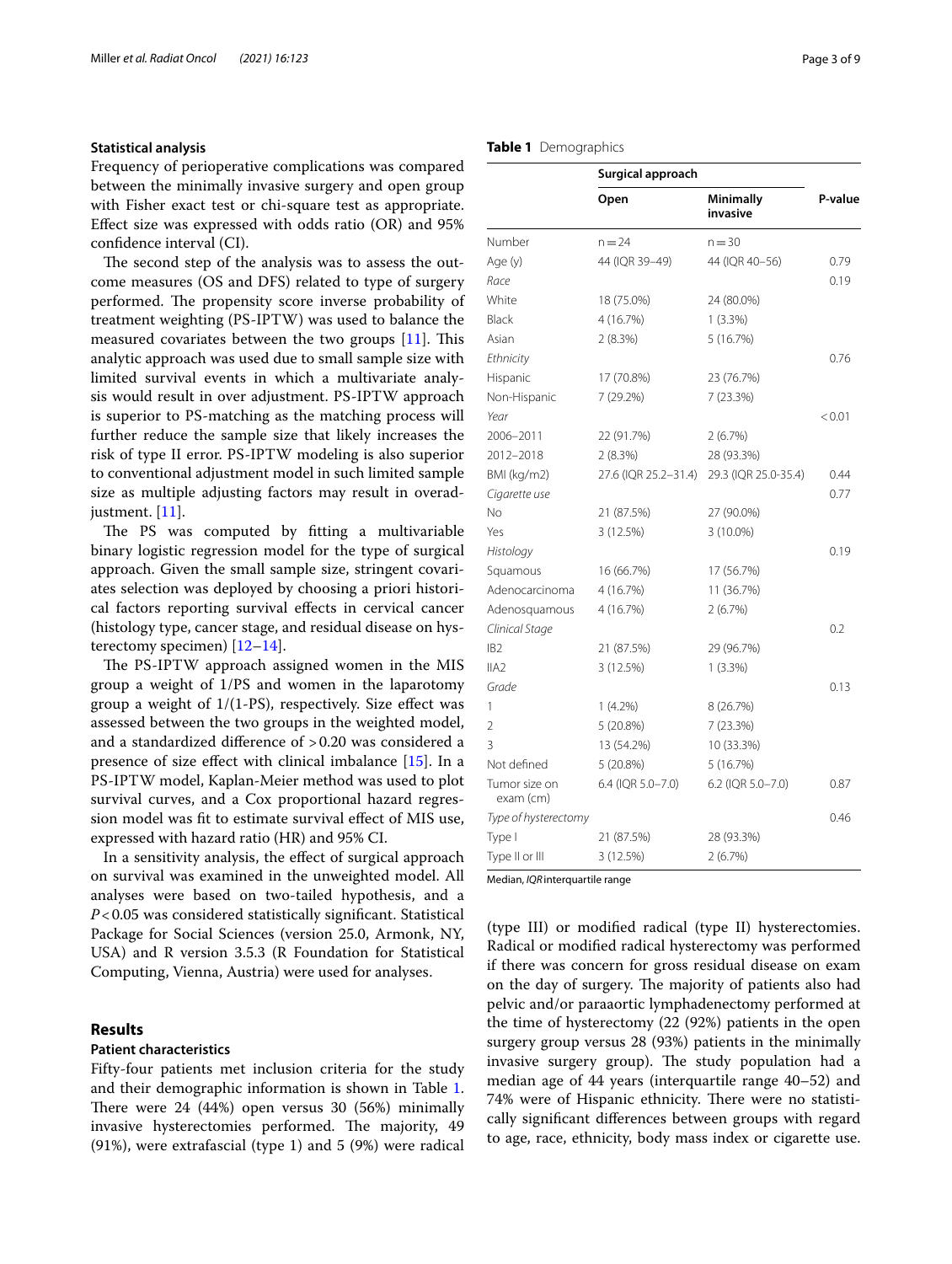### Statistical analysis

Frequency of perioperative complications was compared between the minimally invasive surgery and open group with Fisher exact test or chi-square test as appropriate. Effect size was expressed with odds ratio (OR) and 95% confidence interval (CI).

The second step of the analysis was to assess the outcome measures (OS and DFS) related to type of surgery performed. The propensity score inverse probability of treatment weighting (PS-IPTW) was used to balance the measured covariates between the two groups [11]. This analytic approach was used due to small sample size with limited survival events in which a multivariate analysis would result in over adjustment. PS-IPTW approach is superior to PS-matching as the matching process will further reduce the sample size that likely increases the risk of type II error. PS-IPTW modeling is also superior to conventional adjustment model in such limited sample size as multiple adjusting factors may result in overadjustment. [11].

The PS was computed by fitting a multivariable binary logistic regression model for the type of surgical approach. Given the small sample size, stringent covariates selection was deployed by choosing a priori historical factors reporting survival effects in cervical cancer (histology type, cancer stage, and residual disease on hysterectomy specimen) [12–14].

The PS-IPTW approach assigned women in the MIS group a weight of 1/PS and women in the laparotomy group a weight of 1/(1-PS), respectively. Size effect was assessed between the two groups in the weighted model, and a standardized difference of >0.20 was considered a presence of size effect with clinical imbalance [15]. In a PS-IPTW model, Kaplan-Meier method was used to plot survival curves, and a Cox proportional hazard regression model was fit to estimate survival effect of MIS use, expressed with hazard ratio (HR) and 95% CI.

In a sensitivity analysis, the effect of surgical approach on survival was examined in the unweighted model. All analyses were based on two-tailed hypothesis, and a $P<0.05$ was considered statistically significant. Statistical Package for Social Sciences (version 25.0, Armonk, NY, USA) and R version 3.5.3 (R Foundation for Statistical Computing, Vienna, Austria) were used for analyses.

## Results

### Patient characteristics

Fifty-four patients met inclusion criteria for the study and their demographic information is shown in Table 1. There were 24 (44%) open versus 30 (56%) minimally invasive hysterectomies performed. The majority, 49 (91%), were extrafascial (type 1) and 5 (9%) were radical (type III) or modified radical (type II) hysterectomies. Radical or modified radical hysterectomy was performed if there was concern for gross residual disease on exam on the day of surgery. The majority of patients also had pelvic and/or paraaortic lymphadenectomy performed at the time of hysterectomy (22 (92%) patients in the open surgery group versus 28 (93%) patients in the minimally invasive surgery group). The study population had a median age of 44 years (interquartile range 40–52) and 74% were of Hispanic ethnicity. There were no statistically significant differences between groups with regard to age, race, ethnicity, body mass index or cigarette use.

**Table 1** Demographics

| | Surgical approach | | P-value |
|---|---|---|---|
| | Open | Minimally invasive | |
| Number | n = 24 | n = 30 | |
| Age (y) | 44 (IQR 39–49) | 44 (IQR 40–56) | 0.79 |
| *Race* | | | 0.19 |
| White | 18 (75.0%) | 24 (80.0%) | |
| Black | 4 (16.7%) | 1 (3.3%) | |
| Asian | 2 (8.3%) | 5 (16.7%) | |
| *Ethnicity* | | | 0.76 |
| Hispanic | 17 (70.8%) | 23 (76.7%) | |
| Non-Hispanic | 7 (29.2%) | 7 (23.3%) | |
| *Year* | | | <0.01 |
| 2006–2011 | 22 (91.7%) | 2 (6.7%) | |
| 2012–2018 | 2 (8.3%) | 28 (93.3%) | |
| BMI (kg/m2) | 27.6 (IQR 25.2–31.4) | 29.3 (IQR 25.0-35.4) | 0.44 |
| *Cigarette use* | | | 0.77 |
| No | 21 (87.5%) | 27 (90.0%) | |
| Yes | 3 (12.5%) | 3 (10.0%) | |
| *Histology* | | | 0.19 |
| Squamous | 16 (66.7%) | 17 (56.7%) | |
| Adenocarcinoma | 4 (16.7%) | 11 (36.7%) | |
| Adenosquamous | 4 (16.7%) | 2 (6.7%) | |
| *Clinical Stage* | | | 0.2 |
| IB2 | 21 (87.5%) | 29 (96.7%) | |
| IIA2 | 3 (12.5%) | 1 (3.3%) | |
| *Grade* | | | 0.13 |
| 1 | 1 (4.2%) | 8 (26.7%) | |
| 2 | 5 (20.8%) | 7 (23.3%) | |
| 3 | 13 (54.2%) | 10 (33.3%) | |
| Not defined | 5 (20.8%) | 5 (16.7%) | |
| Tumor size on exam (cm) | 6.4 (IQR 5.0–7.0) | 6.2 (IQR 5.0–7.0) | 0.87 |
| *Type of hysterectomy* | | | 0.46 |
| Type I | 21 (87.5%) | 28 (93.3%) | |
| Type II or III | 3 (12.5%) | 2 (6.7%) | |

Median, *IQR* interquartile range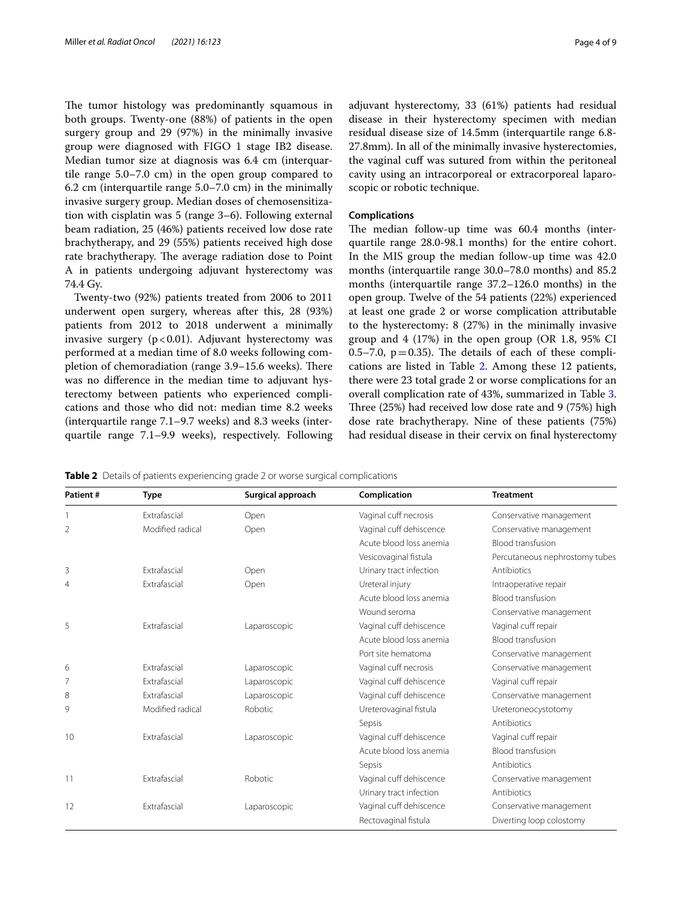The tumor histology was predominantly squamous in both groups. Twenty-one (88%) of patients in the open surgery group and 29 (97%) in the minimally invasive group were diagnosed with FIGO 1 stage IB2 disease. Median tumor size at diagnosis was 6.4 cm (interquartile range 5.0–7.0 cm) in the open group compared to 6.2 cm (interquartile range 5.0–7.0 cm) in the minimally invasive surgery group. Median doses of chemosensitization with cisplatin was 5 (range 3–6). Following external beam radiation, 25 (46%) patients received low dose rate brachytherapy, and 29 (55%) patients received high dose rate brachytherapy. The average radiation dose to Point A in patients undergoing adjuvant hysterectomy was 74.4 Gy.

Twenty-two (92%) patients treated from 2006 to 2011 underwent open surgery, whereas after this, 28 (93%) patients from 2012 to 2018 underwent a minimally invasive surgery ($p<0.01$). Adjuvant hysterectomy was performed at a median time of 8.0 weeks following completion of chemoradiation (range 3.9–15.6 weeks). There was no difference in the median time to adjuvant hysterectomy between patients who experienced complications and those who did not: median time 8.2 weeks (interquartile range 7.1–9.7 weeks) and 8.3 weeks (interquartile range 7.1–9.9 weeks), respectively. Following adjuvant hysterectomy, 33 (61%) patients had residual disease in their hysterectomy specimen with median residual disease size of 14.5mm (interquartile range 6.8-27.8mm). In all of the minimally invasive hysterectomies, the vaginal cuff was sutured from within the peritoneal cavity using an intracorporeal or extracorporeal laparoscopic or robotic technique.

## Complications

The median follow-up time was 60.4 months (interquartile range 28.0-98.1 months) for the entire cohort. In the MIS group the median follow-up time was 42.0 months (interquartile range 30.0–78.0 months) and 85.2 months (interquartile range 37.2–126.0 months) in the open group. Twelve of the 54 patients (22%) experienced at least one grade 2 or worse complication attributable to the hysterectomy: 8 (27%) in the minimally invasive group and 4 (17%) in the open group (OR 1.8, 95% CI 0.5–7.0, $p=0.35$). The details of each of these complications are listed in Table 2. Among these 12 patients, there were 23 total grade 2 or worse complications for an overall complication rate of 43%, summarized in Table 3. Three (25%) had received low dose rate and 9 (75%) high dose rate brachytherapy. Nine of these patients (75%) had residual disease in their cervix on final hysterectomy

**Table 2** Details of patients experiencing grade 2 or worse surgical complications

| Patient # | Type | Surgical approach | Complication | Treatment |
|---|---|---|---|---|
| 1 | Extrafascial | Open | Vaginal cuff necrosis | Conservative management |
| 2 | Modified radical | Open | Vaginal cuff dehiscence | Conservative management |
| | | | Acute blood loss anemia | Blood transfusion |
| | | | Vesicovaginal fistula | Percutaneous nephrostomy tubes |
| 3 | Extrafascial | Open | Urinary tract infection | Antibiotics |
| 4 | Extrafascial | Open | Ureteral injury | Intraoperative repair |
| | | | Acute blood loss anemia | Blood transfusion |
| | | | Wound seroma | Conservative management |
| 5 | Extrafascial | Laparoscopic | Vaginal cuff dehiscence | Vaginal cuff repair |
| | | | Acute blood loss anemia | Blood transfusion |
| | | | Port site hematoma | Conservative management |
| 6 | Extrafascial | Laparoscopic | Vaginal cuff necrosis | Conservative management |
| 7 | Extrafascial | Laparoscopic | Vaginal cuff dehiscence | Vaginal cuff repair |
| 8 | Extrafascial | Laparoscopic | Vaginal cuff dehiscence | Conservative management |
| 9 | Modified radical | Robotic | Ureterovaginal fistula | Ureteroneocystotomy |
| | | | Sepsis | Antibiotics |
| 10 | Extrafascial | Laparoscopic | Vaginal cuff dehiscence | Vaginal cuff repair |
| | | | Acute blood loss anemia | Blood transfusion |
| | | | Sepsis | Antibiotics |
| 11 | Extrafascial | Robotic | Vaginal cuff dehiscence | Conservative management |
| | | | Urinary tract infection | Antibiotics |
| 12 | Extrafascial | Laparoscopic | Vaginal cuff dehiscence | Conservative management |
| | | | Rectovaginal fistula | Diverting loop colostomy |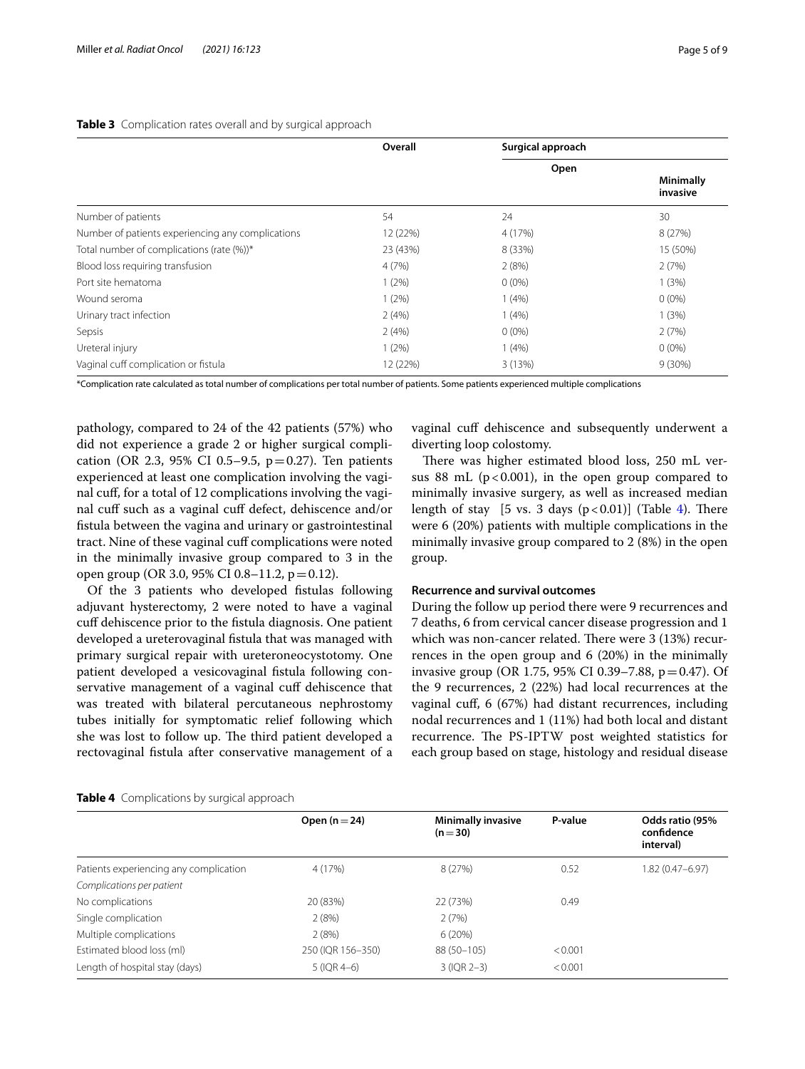**Table 3** Complication rates overall and by surgical approach

| | Overall | Surgical approach | |
|---|---|---|---|
| | | Open | Minimally invasive |
| Number of patients | 54 | 24 | 30 |
| Number of patients experiencing any complications | 12 (22%) | 4 (17%) | 8 (27%) |
| Total number of complications (rate (%))* | 23 (43%) | 8 (33%) | 15 (50%) |
| Blood loss requiring transfusion | 4 (7%) | 2 (8%) | 2 (7%) |
| Port site hematoma | 1 (2%) | 0 (0%) | 1 (3%) |
| Wound seroma | 1 (2%) | 1 (4%) | 0 (0%) |
| Urinary tract infection | 2 (4%) | 1 (4%) | 1 (3%) |
| Sepsis | 2 (4%) | 0 (0%) | 2 (7%) |
| Ureteral injury | 1 (2%) | 1 (4%) | 0 (0%) |
| Vaginal cuff complication or fistula | 12 (22%) | 3 (13%) | 9 (30%) |

*Complication rate calculated as total number of complications per total number of patients. Some patients experienced multiple complications

pathology, compared to 24 of the 42 patients (57%) who did not experience a grade 2 or higher surgical complication (OR 2.3, 95% CI 0.5–9.5, $p=0.27$). Ten patients experienced at least one complication involving the vaginal cuff, for a total of 12 complications involving the vaginal cuff such as a vaginal cuff defect, dehiscence and/or fistula between the vagina and urinary or gastrointestinal tract. Nine of these vaginal cuff complications were noted in the minimally invasive group compared to 3 in the open group (OR 3.0, 95% CI 0.8–11.2, $p=0.12$).

Of the 3 patients who developed fistulas following adjuvant hysterectomy, 2 were noted to have a vaginal cuff dehiscence prior to the fistula diagnosis. One patient developed a ureterovaginal fistula that was managed with primary surgical repair with ureteroneocystotomy. One patient developed a vesicovaginal fistula following conservative management of a vaginal cuff dehiscence that was treated with bilateral percutaneous nephrostomy tubes initially for symptomatic relief following which she was lost to follow up. The third patient developed a rectovaginal fistula after conservative management of a vaginal cuff dehiscence and subsequently underwent a diverting loop colostomy.

There was higher estimated blood loss, 250 mL versus 88 mL ($p<0.001$), in the open group compared to minimally invasive surgery, as well as increased median length of stay [5 vs. 3 days ($p<0.01$)] (Table 4). There were 6 (20%) patients with multiple complications in the minimally invasive group compared to 2 (8%) in the open group.

### Recurrence and survival outcomes

During the follow up period there were 9 recurrences and 7 deaths, 6 from cervical cancer disease progression and 1 which was non-cancer related. There were 3 (13%) recurrences in the open group and 6 (20%) in the minimally invasive group (OR 1.75, 95% CI 0.39–7.88, $p=0.47$). Of the 9 recurrences, 2 (22%) had local recurrences at the vaginal cuff, 6 (67%) had distant recurrences, including nodal recurrences and 1 (11%) had both local and distant recurrence. The PS-IPTW post weighted statistics for each group based on stage, histology and residual disease

**Table 4** Complications by surgical approach

| | Open (n = 24) | Minimally invasive (n = 30) | P-value | Odds ratio (95% confidence interval) |
|---|---|---|---|---|
| Patients experiencing any complication | 4 (17%) | 8 (27%) | 0.52 | 1.82 (0.47–6.97) |
| *Complications per patient* | | | | |
| No complications | 20 (83%) | 22 (73%) | 0.49 | |
| Single complication | 2 (8%) | 2 (7%) | | |
| Multiple complications | 2 (8%) | 6 (20%) | | |
| Estimated blood loss (ml) | 250 (IQR 156–350) | 88 (50–105) | < 0.001 | |
| Length of hospital stay (days) | 5 (IQR 4–6) | 3 (IQR 2–3) | < 0.001 | |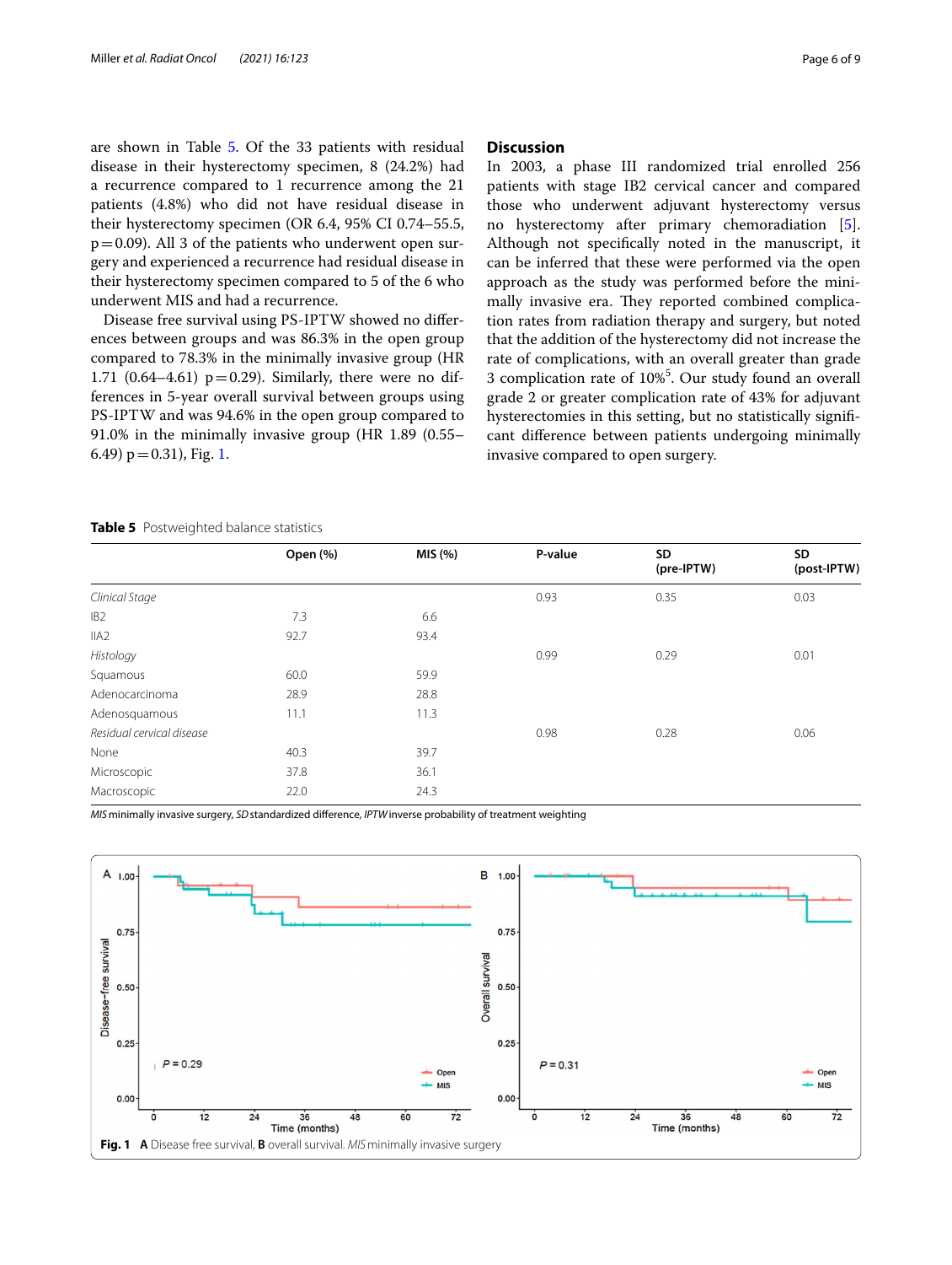are shown in Table 5. Of the 33 patients with residual disease in their hysterectomy specimen, 8 (24.2%) had a recurrence compared to 1 recurrence among the 21 patients (4.8%) who did not have residual disease in their hysterectomy specimen (OR 6.4, 95% CI 0.74–55.5, p = 0.09). All 3 of the patients who underwent open surgery and experienced a recurrence had residual disease in their hysterectomy specimen compared to 5 of the 6 who underwent MIS and had a recurrence.

Disease free survival using PS-IPTW showed no differences between groups and was 86.3% in the open group compared to 78.3% in the minimally invasive group (HR 1.71 (0.64–4.61) p = 0.29). Similarly, there were no differences in 5-year overall survival between groups using PS-IPTW and was 94.6% in the open group compared to 91.0% in the minimally invasive group (HR 1.89 (0.55–6.49) p = 0.31), Fig. 1.

## Discussion

In 2003, a phase III randomized trial enrolled 256 patients with stage IB2 cervical cancer and compared those who underwent adjuvant hysterectomy versus no hysterectomy after primary chemoradiation [5]. Although not specifically noted in the manuscript, it can be inferred that these were performed via the open approach as the study was performed before the minimally invasive era. They reported combined complication rates from radiation therapy and surgery, but noted that the addition of the hysterectomy did not increase the rate of complications, with an overall greater than grade 3 complication rate of 10%[5]. Our study found an overall grade 2 or greater complication rate of 43% for adjuvant hysterectomies in this setting, but no statistically significant difference between patients undergoing minimally invasive compared to open surgery.

**Table 5** Postweighted balance statistics

| | Open (%) | MIS (%) | P-value | SD (pre-IPTW) | SD (post-IPTW) |
|---|---|---|---|---|---|
| *Clinical Stage* | | | 0.93 | 0.35 | 0.03 |
| IB2 | 7.3 | 6.6 | | | |
| IIA2 | 92.7 | 93.4 | | | |
| *Histology* | | | 0.99 | 0.29 | 0.01 |
| Squamous | 60.0 | 59.9 | | | |
| Adenocarcinoma | 28.9 | 28.8 | | | |
| Adenosquamous | 11.1 | 11.3 | | | |
| *Residual cervical disease* | | | 0.98 | 0.28 | 0.06 |
| None | 40.3 | 39.7 | | | |
| Microscopic | 37.8 | 36.1 | | | |
| Macroscopic | 22.0 | 24.3 | | | |

*MIS* minimally invasive surgery, *SD* standardized difference, *IPTW* inverse probability of treatment weighting

**Fig. 1** **A** Disease free survival, **B** overall survival. *MIS* minimally invasive surgery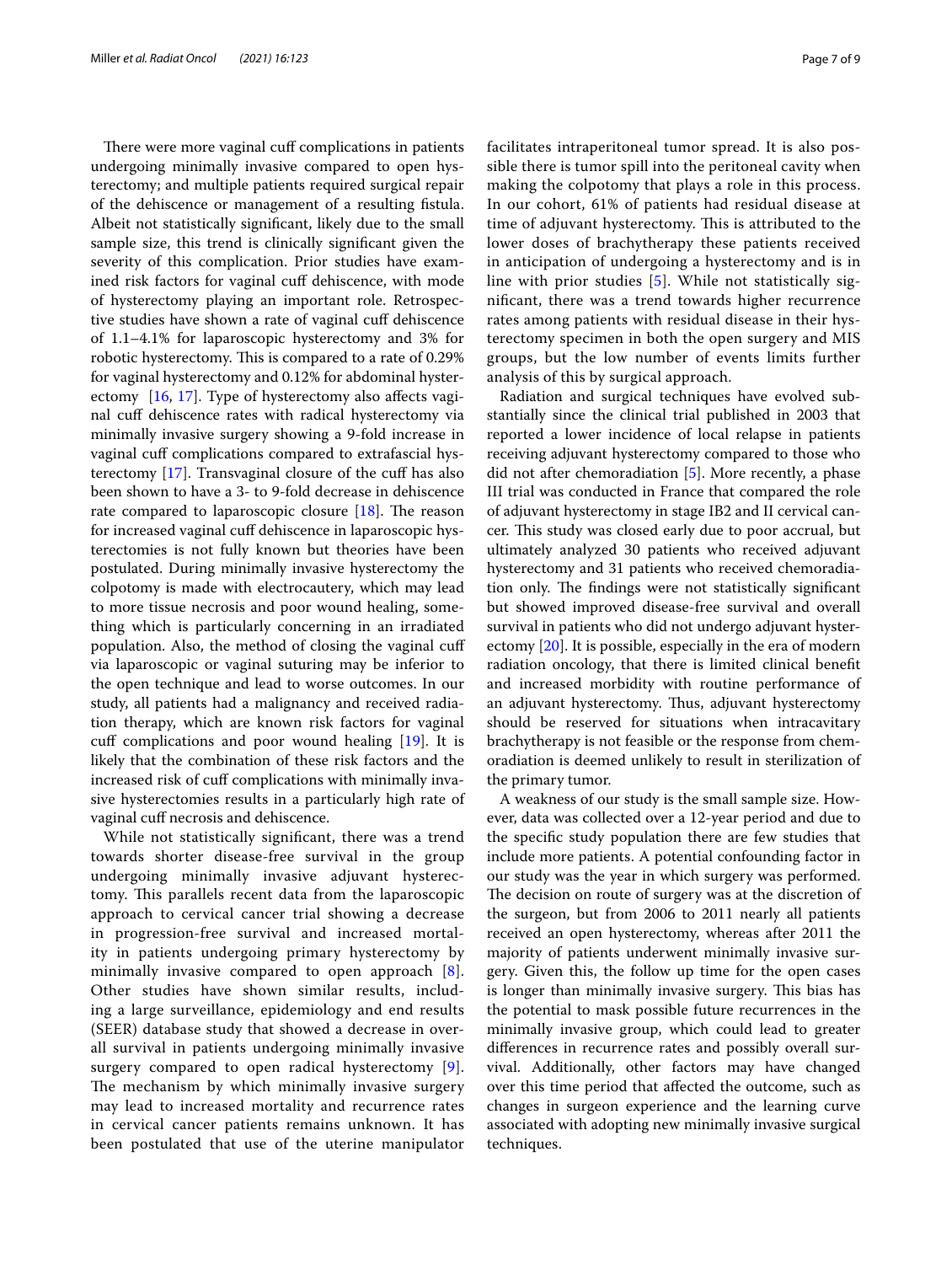There were more vaginal cuff complications in patients undergoing minimally invasive compared to open hysterectomy; and multiple patients required surgical repair of the dehiscence or management of a resulting fistula. Albeit not statistically significant, likely due to the small sample size, this trend is clinically significant given the severity of this complication. Prior studies have examined risk factors for vaginal cuff dehiscence, with mode of hysterectomy playing an important role. Retrospective studies have shown a rate of vaginal cuff dehiscence of 1.1–4.1% for laparoscopic hysterectomy and 3% for robotic hysterectomy. This is compared to a rate of 0.29% for vaginal hysterectomy and 0.12% for abdominal hysterectomy [16, 17]. Type of hysterectomy also affects vaginal cuff dehiscence rates with radical hysterectomy via minimally invasive surgery showing a 9-fold increase in vaginal cuff complications compared to extrafascial hysterectomy [17]. Transvaginal closure of the cuff has also been shown to have a 3- to 9-fold decrease in dehiscence rate compared to laparoscopic closure [18]. The reason for increased vaginal cuff dehiscence in laparoscopic hysterectomies is not fully known but theories have been postulated. During minimally invasive hysterectomy the colpotomy is made with electrocautery, which may lead to more tissue necrosis and poor wound healing, something which is particularly concerning in an irradiated population. Also, the method of closing the vaginal cuff via laparoscopic or vaginal suturing may be inferior to the open technique and lead to worse outcomes. In our study, all patients had a malignancy and received radiation therapy, which are known risk factors for vaginal cuff complications and poor wound healing [19]. It is likely that the combination of these risk factors and the increased risk of cuff complications with minimally invasive hysterectomies results in a particularly high rate of vaginal cuff necrosis and dehiscence.

While not statistically significant, there was a trend towards shorter disease-free survival in the group undergoing minimally invasive adjuvant hysterectomy. This parallels recent data from the laparoscopic approach to cervical cancer trial showing a decrease in progression-free survival and increased mortality in patients undergoing primary hysterectomy by minimally invasive compared to open approach [8]. Other studies have shown similar results, including a large surveillance, epidemiology and end results (SEER) database study that showed a decrease in overall survival in patients undergoing minimally invasive surgery compared to open radical hysterectomy [9]. The mechanism by which minimally invasive surgery may lead to increased mortality and recurrence rates in cervical cancer patients remains unknown. It has been postulated that use of the uterine manipulator facilitates intraperitoneal tumor spread. It is also possible there is tumor spill into the peritoneal cavity when making the colpotomy that plays a role in this process. In our cohort, 61% of patients had residual disease at time of adjuvant hysterectomy. This is attributed to the lower doses of brachytherapy these patients received in anticipation of undergoing a hysterectomy and is in line with prior studies [5]. While not statistically significant, there was a trend towards higher recurrence rates among patients with residual disease in their hysterectomy specimen in both the open surgery and MIS groups, but the low number of events limits further analysis of this by surgical approach.

Radiation and surgical techniques have evolved substantially since the clinical trial published in 2003 that reported a lower incidence of local relapse in patients receiving adjuvant hysterectomy compared to those who did not after chemoradiation [5]. More recently, a phase III trial was conducted in France that compared the role of adjuvant hysterectomy in stage IB2 and II cervical cancer. This study was closed early due to poor accrual, but ultimately analyzed 30 patients who received adjuvant hysterectomy and 31 patients who received chemoradiation only. The findings were not statistically significant but showed improved disease-free survival and overall survival in patients who did not undergo adjuvant hysterectomy [20]. It is possible, especially in the era of modern radiation oncology, that there is limited clinical benefit and increased morbidity with routine performance of an adjuvant hysterectomy. Thus, adjuvant hysterectomy should be reserved for situations when intracavitary brachytherapy is not feasible or the response from chemoradiation is deemed unlikely to result in sterilization of the primary tumor.

A weakness of our study is the small sample size. However, data was collected over a 12-year period and due to the specific study population there are few studies that include more patients. A potential confounding factor in our study was the year in which surgery was performed. The decision on route of surgery was at the discretion of the surgeon, but from 2006 to 2011 nearly all patients received an open hysterectomy, whereas after 2011 the majority of patients underwent minimally invasive surgery. Given this, the follow up time for the open cases is longer than minimally invasive surgery. This bias has the potential to mask possible future recurrences in the minimally invasive group, which could lead to greater differences in recurrence rates and possibly overall survival. Additionally, other factors may have changed over this time period that affected the outcome, such as changes in surgeon experience and the learning curve associated with adopting new minimally invasive surgical techniques.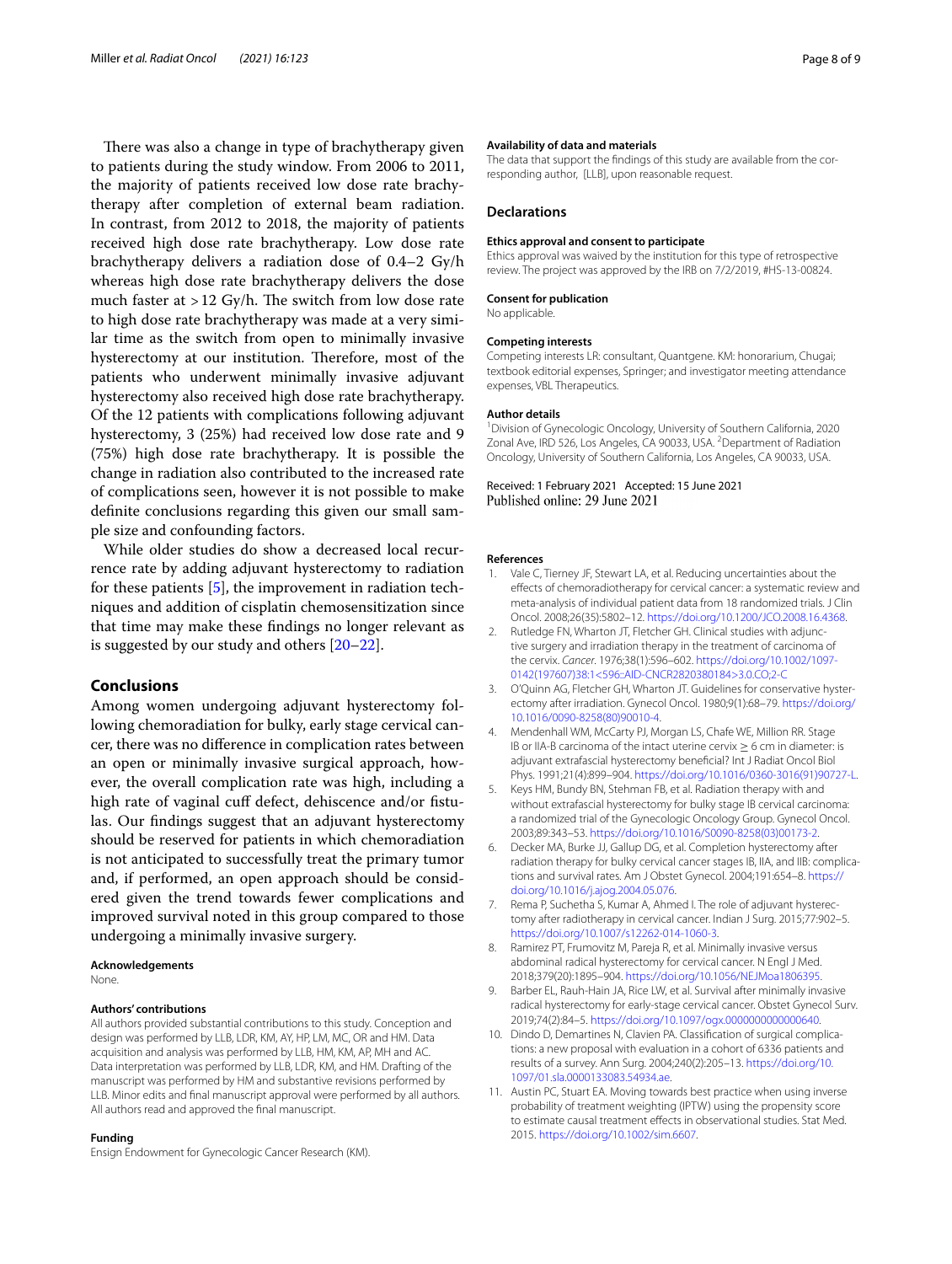There was also a change in type of brachytherapy given to patients during the study window. From 2006 to 2011, the majority of patients received low dose rate brachytherapy after completion of external beam radiation. In contrast, from 2012 to 2018, the majority of patients received high dose rate brachytherapy. Low dose rate brachytherapy delivers a radiation dose of 0.4–2 Gy/h whereas high dose rate brachytherapy delivers the dose much faster at >12 Gy/h. The switch from low dose rate to high dose rate brachytherapy was made at a very similar time as the switch from open to minimally invasive hysterectomy at our institution. Therefore, most of the patients who underwent minimally invasive adjuvant hysterectomy also received high dose rate brachytherapy. Of the 12 patients with complications following adjuvant hysterectomy, 3 (25%) had received low dose rate and 9 (75%) high dose rate brachytherapy. It is possible the change in radiation also contributed to the increased rate of complications seen, however it is not possible to make definite conclusions regarding this given our small sample size and confounding factors.

While older studies do show a decreased local recurrence rate by adding adjuvant hysterectomy to radiation for these patients [5], the improvement in radiation techniques and addition of cisplatin chemosensitization since that time may make these findings no longer relevant as is suggested by our study and others [20–22].

## Conclusions

Among women undergoing adjuvant hysterectomy following chemoradiation for bulky, early stage cervical cancer, there was no difference in complication rates between an open or minimally invasive surgical approach, however, the overall complication rate was high, including a high rate of vaginal cuff defect, dehiscence and/or fistulas. Our findings suggest that an adjuvant hysterectomy should be reserved for patients in which chemoradiation is not anticipated to successfully treat the primary tumor and, if performed, an open approach should be considered given the trend towards fewer complications and improved survival noted in this group compared to those undergoing a minimally invasive surgery.

**Acknowledgements**

None.

**Authors' contributions**

All authors provided substantial contributions to this study. Conception and design was performed by LLB, LDR, KM, AY, HP, LM, MC, OR and HM. Data acquisition and analysis was performed by LLB, HM, KM, AP, MH and AC. Data interpretation was performed by LLB, LDR, KM, and HM. Drafting of the manuscript was performed by HM and substantive revisions performed by LLB. Minor edits and final manuscript approval were performed by all authors. All authors read and approved the final manuscript.

**Funding**

Ensign Endowment for Gynecologic Cancer Research (KM).

**Availability of data and materials**

The data that support the findings of this study are available from the corresponding author, [LLB], upon reasonable request.

## Declarations

**Ethics approval and consent to participate**

Ethics approval was waived by the institution for this type of retrospective review. The project was approved by the IRB on 7/2/2019, #HS-13-00824.

**Consent for publication**

No applicable.

**Competing interests**

Competing interests LR: consultant, Quantgene. KM: honorarium, Chugai; textbook editorial expenses, Springer; and investigator meeting attendance expenses, VBL Therapeutics.

**Author details**

[1]Division of Gynecologic Oncology, University of Southern California, 2020 Zonal Ave, IRD 526, Los Angeles, CA 90033, USA. [2]Department of Radiation Oncology, University of Southern California, Los Angeles, CA 90033, USA.

Received: 1 February 2021 Accepted: 15 June 2021
Published online: 29 June 2021

## References

1. Vale C, Tierney JF, Stewart LA, et al. Reducing uncertainties about the effects of chemoradiotherapy for cervical cancer: a systematic review and meta-analysis of individual patient data from 18 randomized trials. J Clin Oncol. 2008;26(35):5802–12. https://doi.org/10.1200/JCO.2008.16.4368.
2. Rutledge FN, Wharton JT, Fletcher GH. Clinical studies with adjunctive surgery and irradiation therapy in the treatment of carcinoma of the cervix. *Cancer*. 1976;38(1):596–602. https://doi.org/10.1002/1097-0142(197607)38:1<596::AID-CNCR2820380184>3.0.CO;2-C
3. O'Quinn AG, Fletcher GH, Wharton JT. Guidelines for conservative hysterectomy after irradiation. Gynecol Oncol. 1980;9(1):68–79. https://doi.org/10.1016/0090-8258(80)90010-4.
4. Mendenhall WM, McCarty PJ, Morgan LS, Chafe WE, Million RR. Stage IB or IIA-B carcinoma of the intact uterine cervix ≥ 6 cm in diameter: is adjuvant extrafascial hysterectomy beneficial? Int J Radiat Oncol Biol Phys. 1991;21(4):899–904. https://doi.org/10.1016/0360-3016(91)90727-L.
5. Keys HM, Bundy BN, Stehman FB, et al. Radiation therapy with and without extrafascial hysterectomy for bulky stage IB cervical carcinoma: a randomized trial of the Gynecologic Oncology Group. Gynecol Oncol. 2003;89:343–53. https://doi.org/10.1016/S0090-8258(03)00173-2.
6. Decker MA, Burke JJ, Gallup DG, et al. Completion hysterectomy after radiation therapy for bulky cervical cancer stages IB, IIA, and IIB: complications and survival rates. Am J Obstet Gynecol. 2004;191:654–8. https://doi.org/10.1016/j.ajog.2004.05.076.
7. Rema P, Suchetha S, Kumar A, Ahmed I. The role of adjuvant hysterectomy after radiotherapy in cervical cancer. Indian J Surg. 2015;77:902–5. https://doi.org/10.1007/s12262-014-1060-3.
8. Ramirez PT, Frumovitz M, Pareja R, et al. Minimally invasive versus abdominal radical hysterectomy for cervical cancer. N Engl J Med. 2018;379(20):1895–904. https://doi.org/10.1056/NEJMoa1806395.
9. Barber EL, Rauh-Hain JA, Rice LW, et al. Survival after minimally invasive radical hysterectomy for early-stage cervical cancer. Obstet Gynecol Surv. 2019;74(2):84–5. https://doi.org/10.1097/ogx.0000000000000640.
10. Dindo D, Demartines N, Clavien PA. Classification of surgical complications: a new proposal with evaluation in a cohort of 6336 patients and results of a survey. Ann Surg. 2004;240(2):205–13. https://doi.org/10.1097/01.sla.0000133083.54934.ae.
11. Austin PC, Stuart EA. Moving towards best practice when using inverse probability of treatment weighting (IPTW) using the propensity score to estimate causal treatment effects in observational studies. Stat Med. 2015. https://doi.org/10.1002/sim.6607.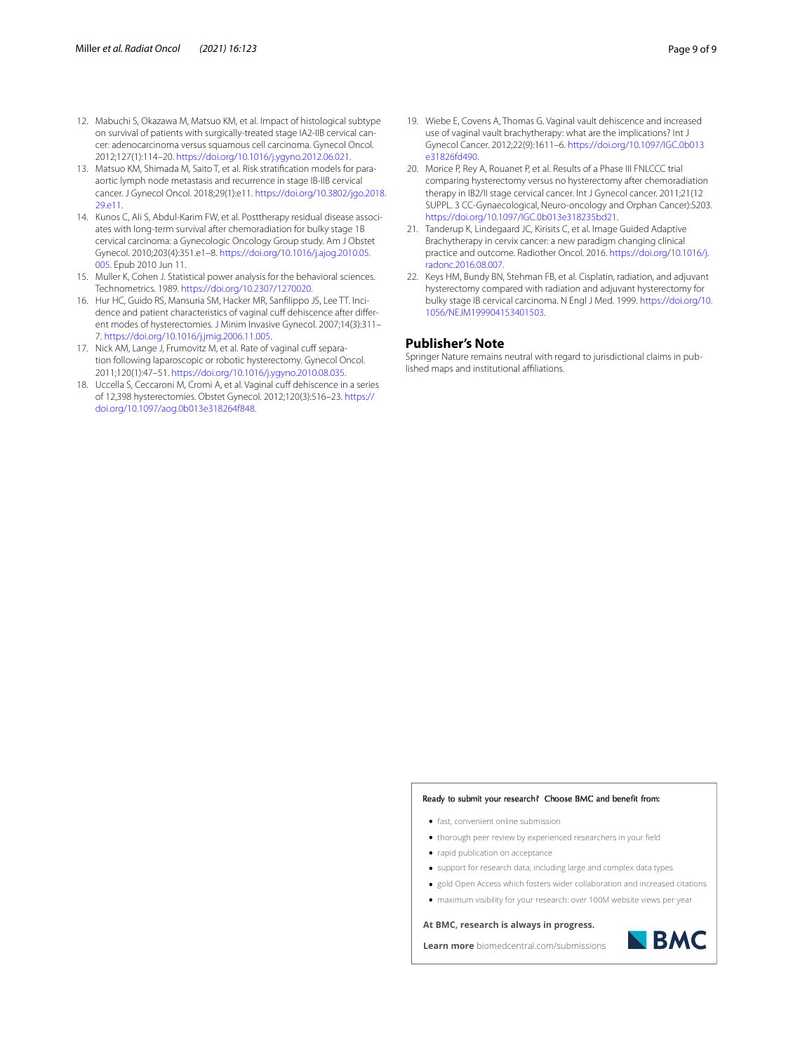12. Mabuchi S, Okazawa M, Matsuo KM, et al. Impact of histological subtype on survival of patients with surgically-treated stage IA2-IIB cervical cancer: adenocarcinoma versus squamous cell carcinoma. Gynecol Oncol. 2012;127(1):114–20. https://doi.org/10.1016/j.ygyno.2012.06.021.
13. Matsuo KM, Shimada M, Saito T, et al. Risk stratification models for para-aortic lymph node metastasis and recurrence in stage IB-IIB cervical cancer. J Gynecol Oncol. 2018;29(1):e11. https://doi.org/10.3802/jgo.2018.29.e11.
14. Kunos C, Ali S, Abdul-Karim FW, et al. Posttherapy residual disease associates with long-term survival after chemoradiation for bulky stage 1B cervical carcinoma: a Gynecologic Oncology Group study. Am J Obstet Gynecol. 2010;203(4):351.e1–8. https://doi.org/10.1016/j.ajog.2010.05.005. Epub 2010 Jun 11.
15. Muller K, Cohen J. Statistical power analysis for the behavioral sciences. Technometrics. 1989. https://doi.org/10.2307/1270020.
16. Hur HC, Guido RS, Mansuria SM, Hacker MR, Sanfilippo JS, Lee TT. Incidence and patient characteristics of vaginal cuff dehiscence after different modes of hysterectomies. J Minim Invasive Gynecol. 2007;14(3):311–7. https://doi.org/10.1016/j.jmig.2006.11.005.
17. Nick AM, Lange J, Frumovitz M, et al. Rate of vaginal cuff separation following laparoscopic or robotic hysterectomy. Gynecol Oncol. 2011;120(1):47–51. https://doi.org/10.1016/j.ygyno.2010.08.035.
18. Uccella S, Ceccaroni M, Cromi A, et al. Vaginal cuff dehiscence in a series of 12,398 hysterectomies. Obstet Gynecol. 2012;120(3):516–23. https://doi.org/10.1097/aog.0b013e318264f848.
19. Wiebe E, Covens A, Thomas G. Vaginal vault dehiscence and increased use of vaginal vault brachytherapy: what are the implications? Int J Gynecol Cancer. 2012;22(9):1611–6. https://doi.org/10.1097/IGC.0b013e31826fd490.
20. Morice P, Rey A, Rouanet P, et al. Results of a Phase III FNLCCC trial comparing hysterectomy versus no hysterectomy after chemoradiation therapy in IB2/II stage cervical cancer. Int J Gynecol cancer. 2011;21(12 SUPPL. 3 CC-Gynaecological, Neuro-oncology and Orphan Cancer):S203. https://doi.org/10.1097/IGC.0b013e318235bd21.
21. Tanderup K, Lindegaard JC, Kirisits C, et al. Image Guided Adaptive Brachytherapy in cervix cancer: a new paradigm changing clinical practice and outcome. Radiother Oncol. 2016. https://doi.org/10.1016/j.radonc.2016.08.007.
22. Keys HM, Bundy BN, Stehman FB, et al. Cisplatin, radiation, and adjuvant hysterectomy compared with radiation and adjuvant hysterectomy for bulky stage IB cervical carcinoma. N Engl J Med. 1999. https://doi.org/10.1056/NEJM199904153401503.

## Publisher's Note

Springer Nature remains neutral with regard to jurisdictional claims in published maps and institutional affiliations.

Ready to submit your research? Choose BMC and benefit from:

- fast, convenient online submission
- thorough peer review by experienced researchers in your field
- rapid publication on acceptance
- support for research data, including large and complex data types
- gold Open Access which fosters wider collaboration and increased citations
- maximum visibility for your research: over 100M website views per year

**At BMC, research is always in progress.**

**Learn more** biomedcentral.com/submissions

BMC